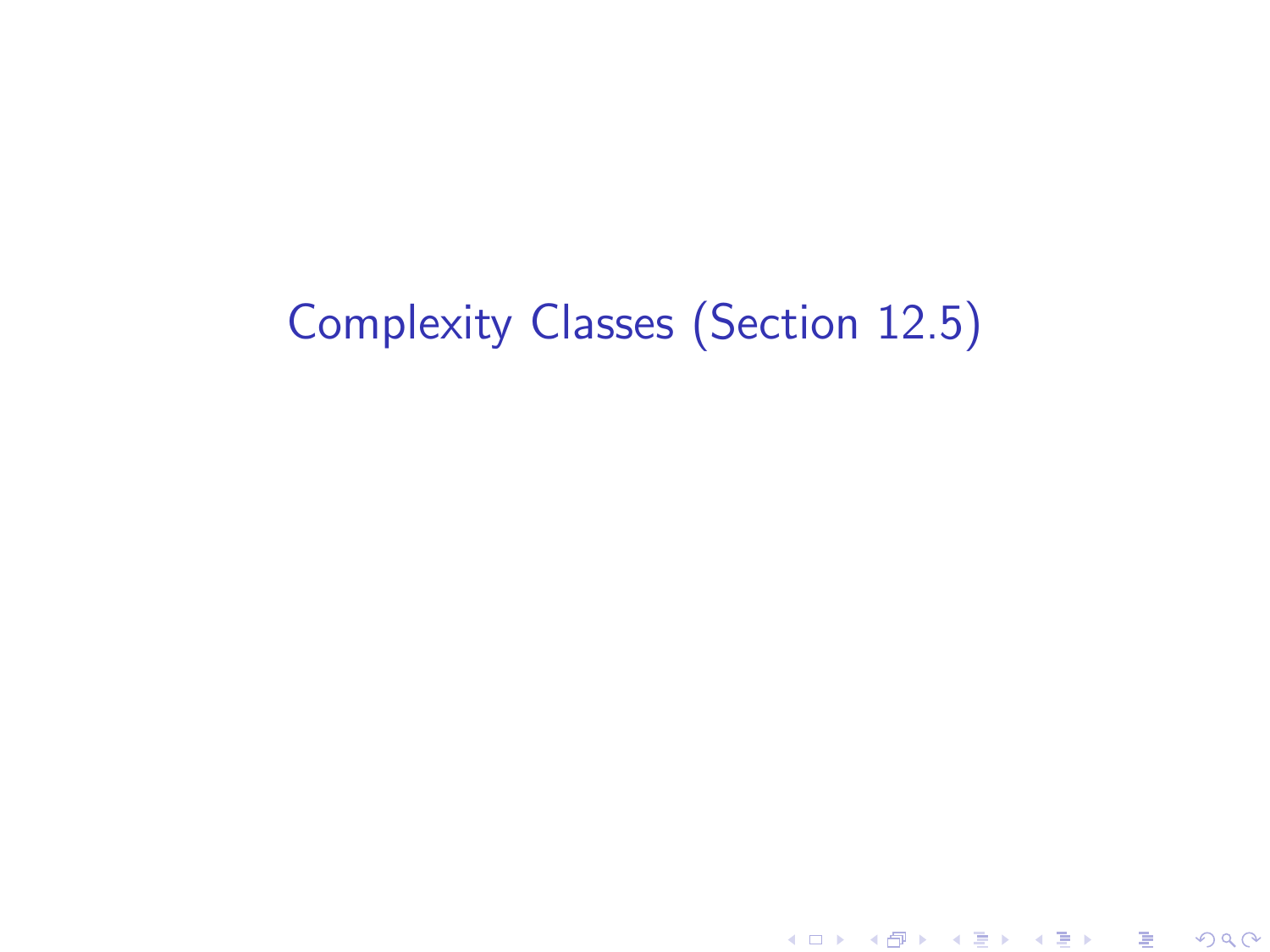# Complexity Classes (Section 12.5)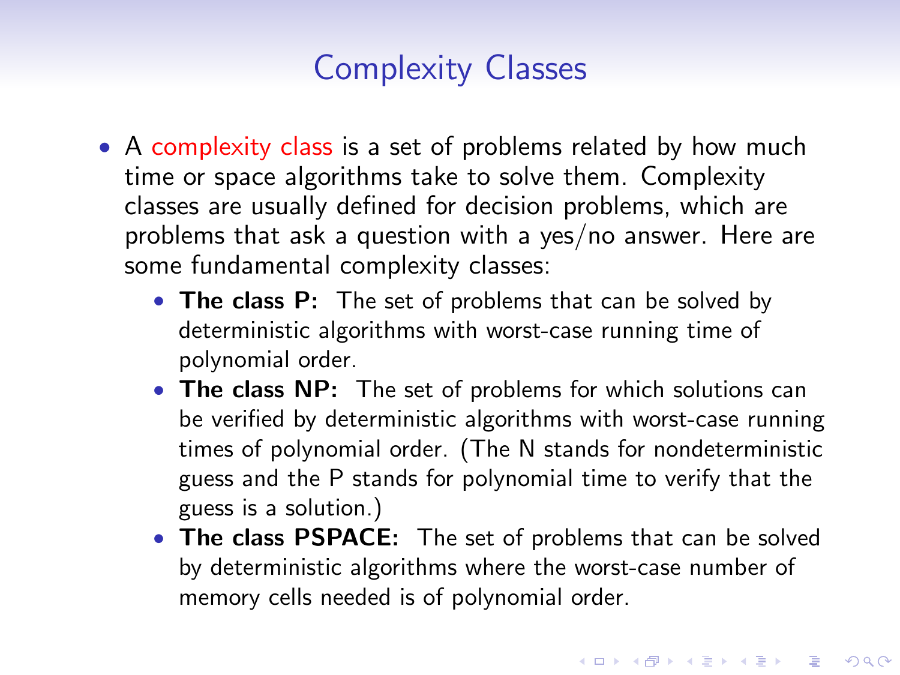# Complexity Classes

- A complexity class is a set of problems related by how much time or space algorithms take to solve them. Complexity classes are usually defined for decision problems, which are problems that ask a question with a yes/no answer. Here are some fundamental complexity classes:
  - **The class P:** The set of problems that can be solved by deterministic algorithms with worst-case running time of polynomial order.
  - **The class NP:** The set of problems for which solutions can be verified by deterministic algorithms with worst-case running times of polynomial order. (The N stands for nondeterministic guess and the P stands for polynomial time to verify that the guess is a solution.)
  - **The class PSPACE:** The set of problems that can be solved by deterministic algorithms where the worst-case number of memory cells needed is of polynomial order.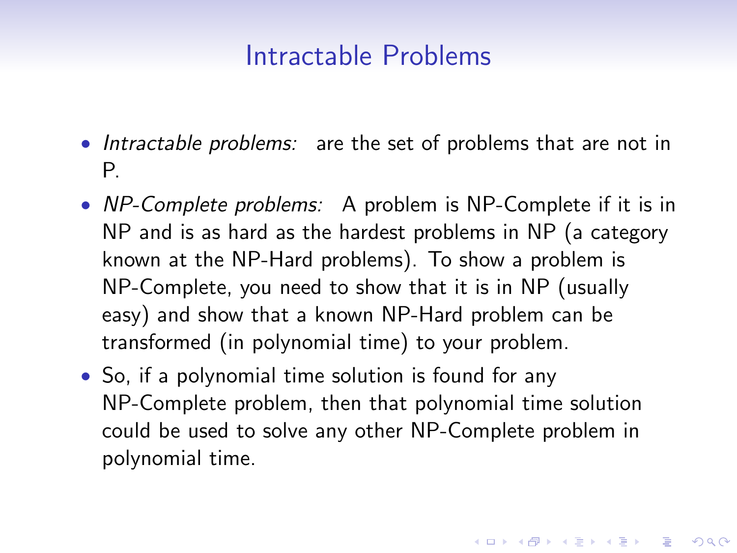# Intractable Problems

- *Intractable problems:* are the set of problems that are not in P.
- *NP-Complete problems:* A problem is NP-Complete if it is in NP and is as hard as the hardest problems in NP (a category known at the NP-Hard problems). To show a problem is NP-Complete, you need to show that it is in NP (usually easy) and show that a known NP-Hard problem can be transformed (in polynomial time) to your problem.
- So, if a polynomial time solution is found for any NP-Complete problem, then that polynomial time solution could be used to solve any other NP-Complete problem in polynomial time.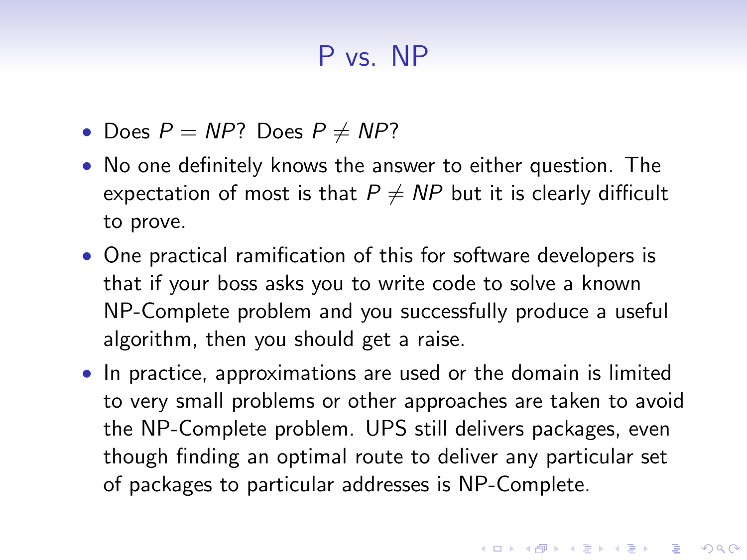# P vs. NP

- Does $P = NP$? Does $P \neq NP$?
- No one definitely knows the answer to either question. The expectation of most is that $P \neq NP$ but it is clearly difficult to prove.
- One practical ramification of this for software developers is that if your boss asks you to write code to solve a known NP-Complete problem and you successfully produce a useful algorithm, then you should get a raise.
- In practice, approximations are used or the domain is limited to very small problems or other approaches are taken to avoid the NP-Complete problem. UPS still delivers packages, even though finding an optimal route to deliver any particular set of packages to particular addresses is NP-Complete.